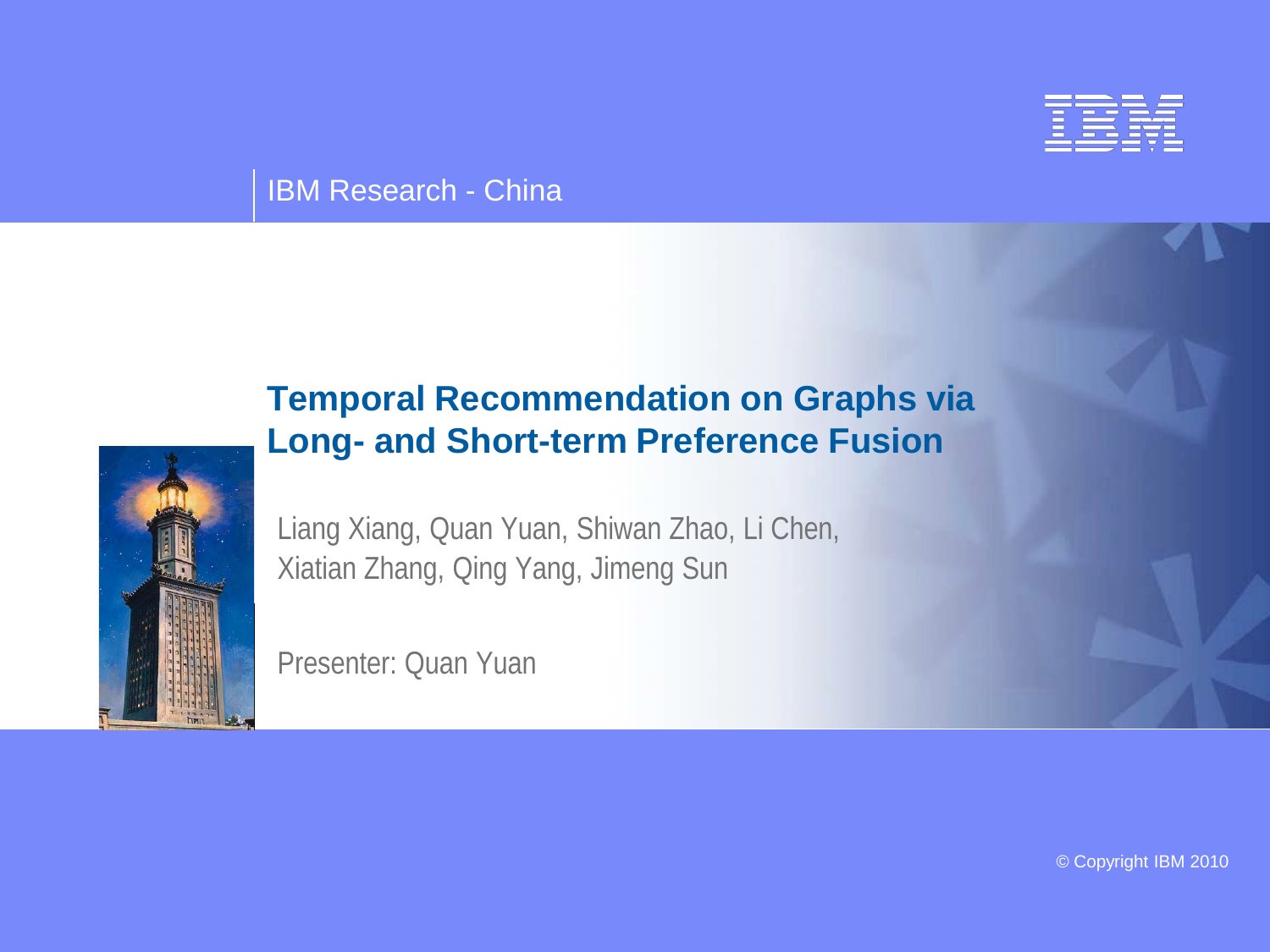IBM Research - China

# Temporal Recommendation on Graphs via Long- and Short-term Preference Fusion

Liang Xiang, Quan Yuan, Shiwan Zhao, Li Chen, Xiatian Zhang, Qing Yang, Jimeng Sun

Presenter: Quan Yuan

© Copyright IBM 2010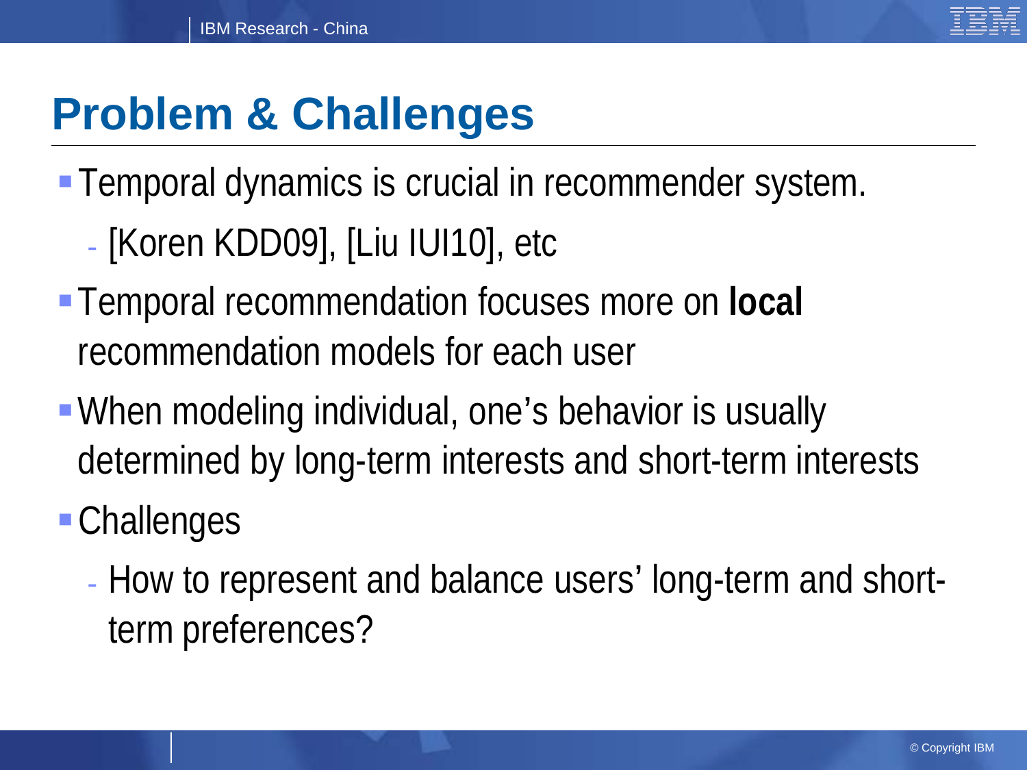# Problem & Challenges

- Temporal dynamics is crucial in recommender system.
  - [Koren KDD09], [Liu IUI10], etc
- Temporal recommendation focuses more on **local** recommendation models for each user
- When modeling individual, one's behavior is usually determined by long-term interests and short-term interests
- Challenges
  - How to represent and balance users' long-term and short-term preferences?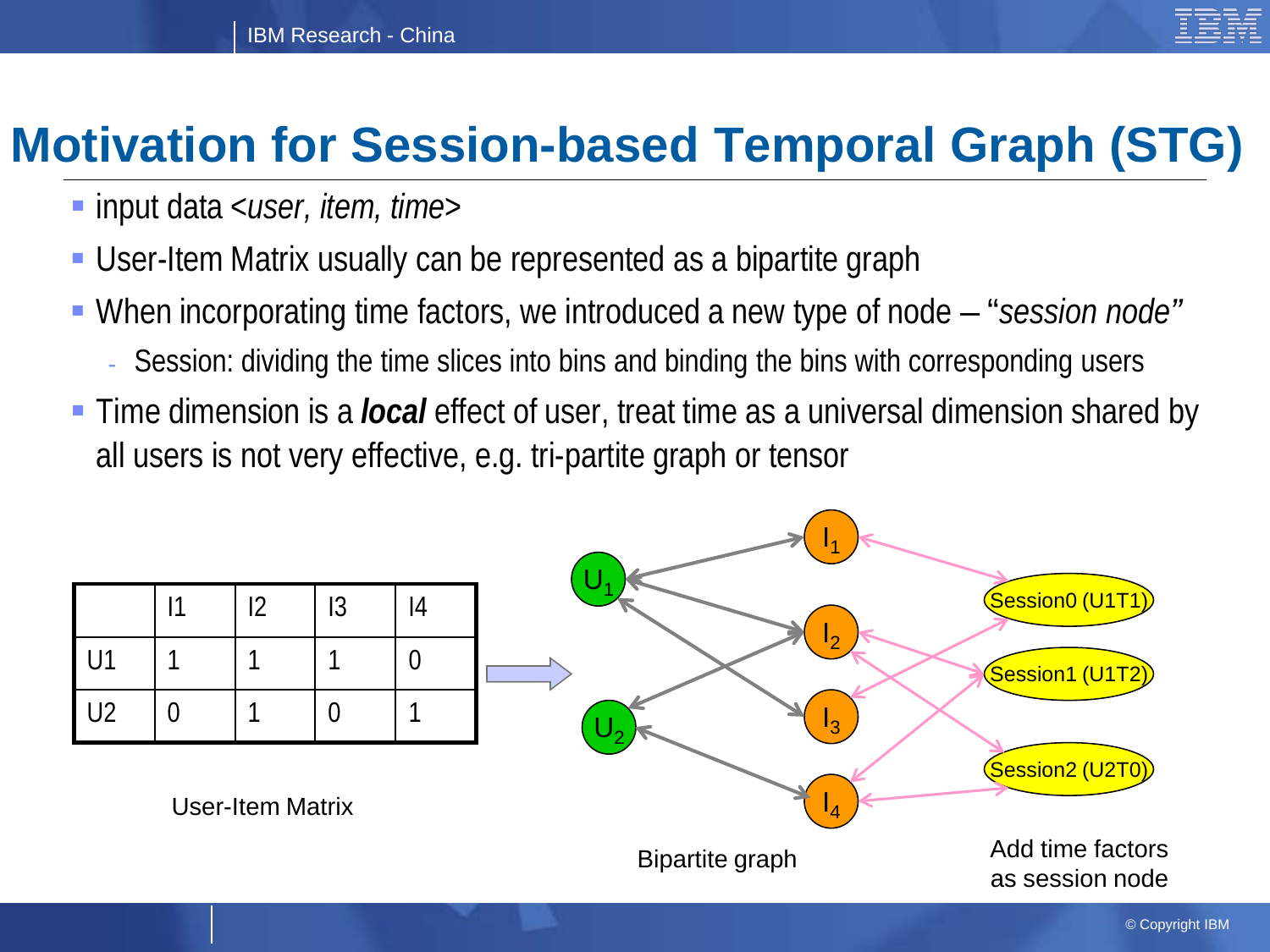# Motivation for Session-based Temporal Graph (STG)

- input data <*user, item, time*>
- User-Item Matrix usually can be represented as a bipartite graph
- When incorporating time factors, we introduced a new type of node – "*session node*"
  - Session: dividing the time slices into bins and binding the bins with corresponding users
- Time dimension is a ***local*** effect of user, treat time as a universal dimension shared by all users is not very effective, e.g. tri-partite graph or tensor

| | I1 | I2 | I3 | I4 |
|---|---|---|---|---|
| U1 | 1 | 1 | 1 | 0 |
| U2 | 0 | 1 | 0 | 1 |

User-Item Matrix

Bipartite graph

Add time factors as session node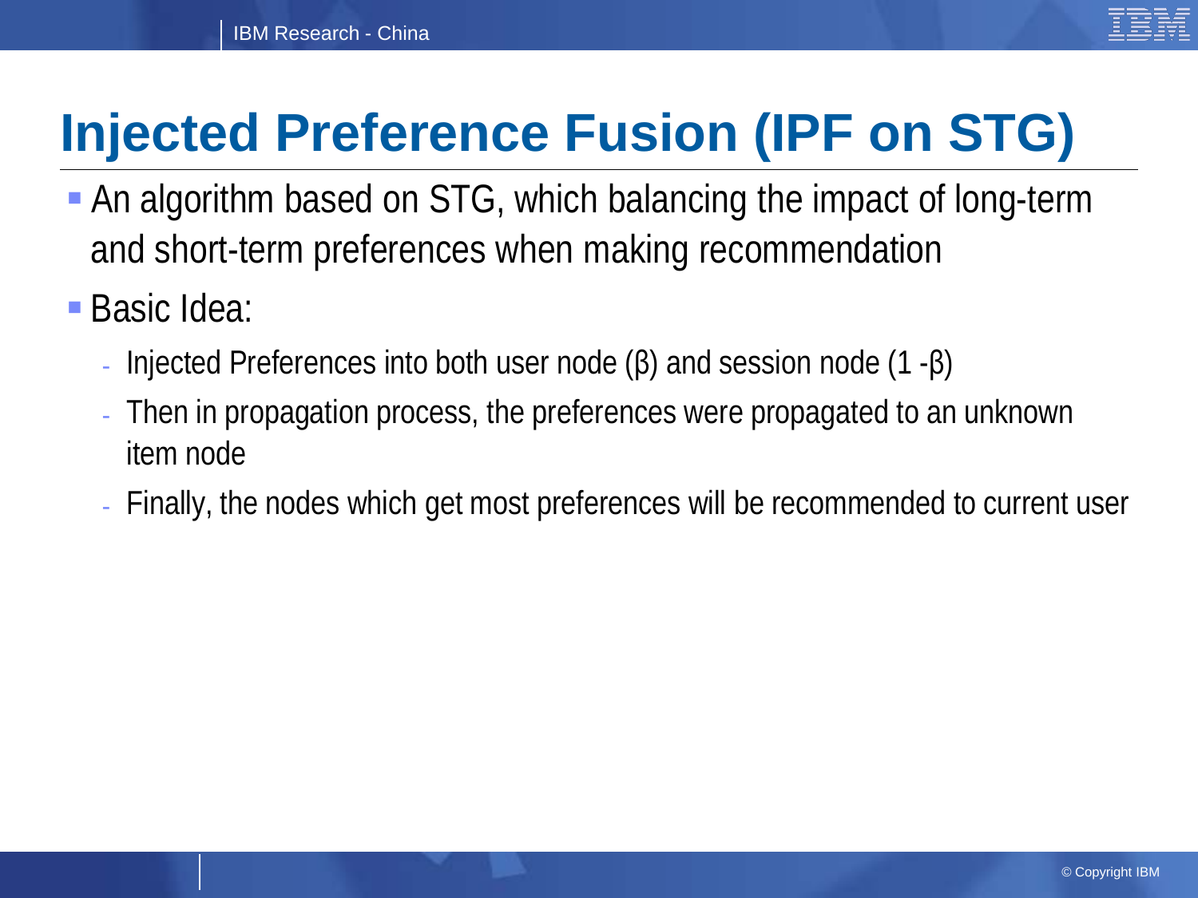# Injected Preference Fusion (IPF on STG)

- An algorithm based on STG, which balancing the impact of long-term and short-term preferences when making recommendation
- Basic Idea:
  - Injected Preferences into both user node (β) and session node (1 -β)
  - Then in propagation process, the preferences were propagated to an unknown item node
  - Finally, the nodes which get most preferences will be recommended to current user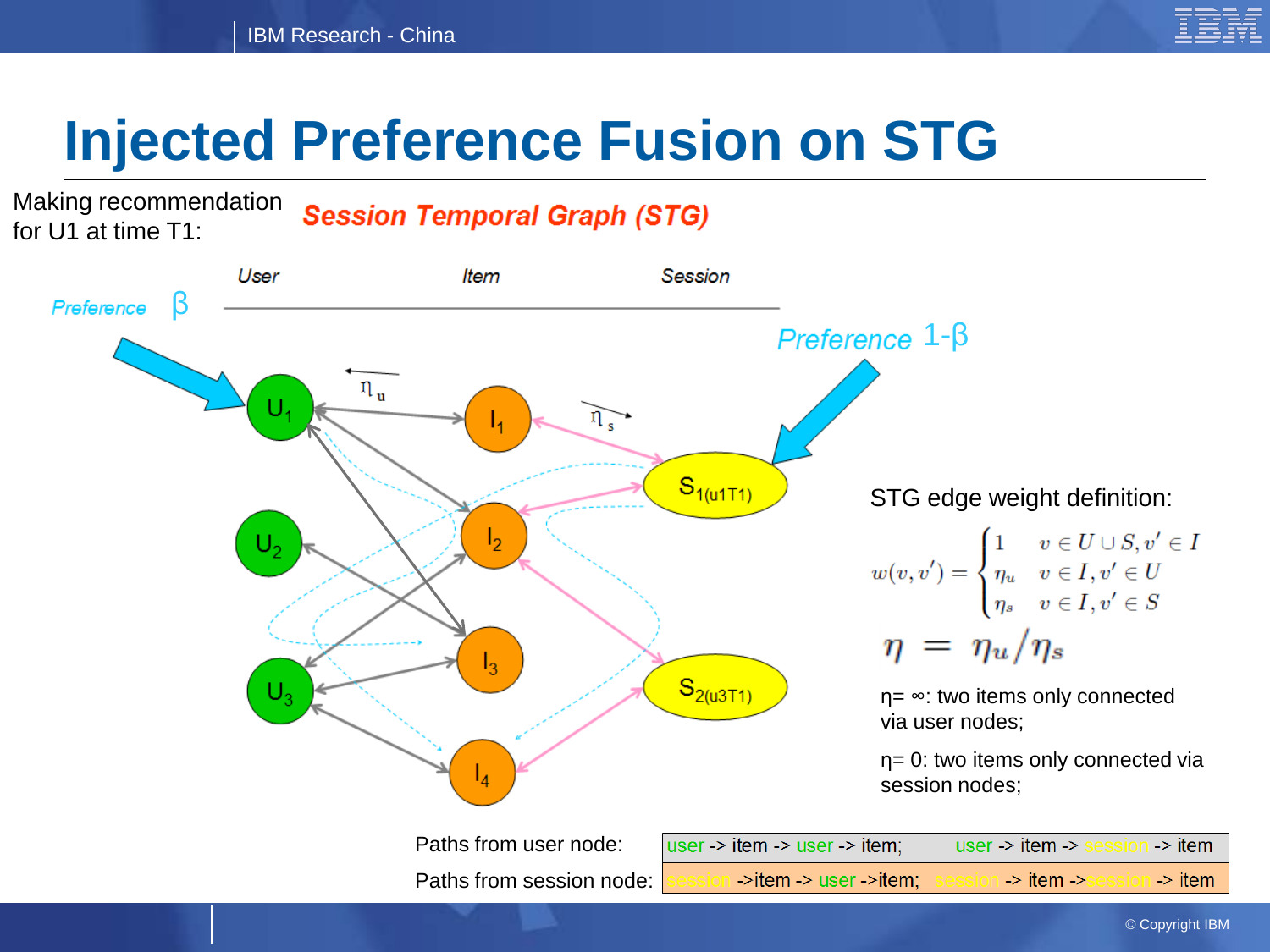# Injected Preference Fusion on STG

Making recommendation for U1 at time T1:

*Session Temporal Graph (STG)*

User — Item — Session

Preference $\beta$

Preference $1-\beta$

$\eta_u$ $\eta_s$

$U_1$, $U_2$, $U_3$, $I_1$, $I_2$, $I_3$, $I_4$, $S_{1(u1T1)}$, $S_{2(u3T1)}$

STG edge weight definition:

$$w(v, v') = \begin{cases} 1 & v \in U \cup S, v' \in I \\ \eta_u & v \in I, v' \in U \\ \eta_s & v \in I, v' \in S \end{cases}$$

$$\eta = \eta_u / \eta_s$$

η= ∞: two items only connected via user nodes;

η= 0: two items only connected via session nodes;

| Paths from user node: | user -> item -> user -> item; | user -> item -> session -> item |
|---|---|---|
| Paths from session node: | session ->item -> user ->item; | session -> item ->session -> item |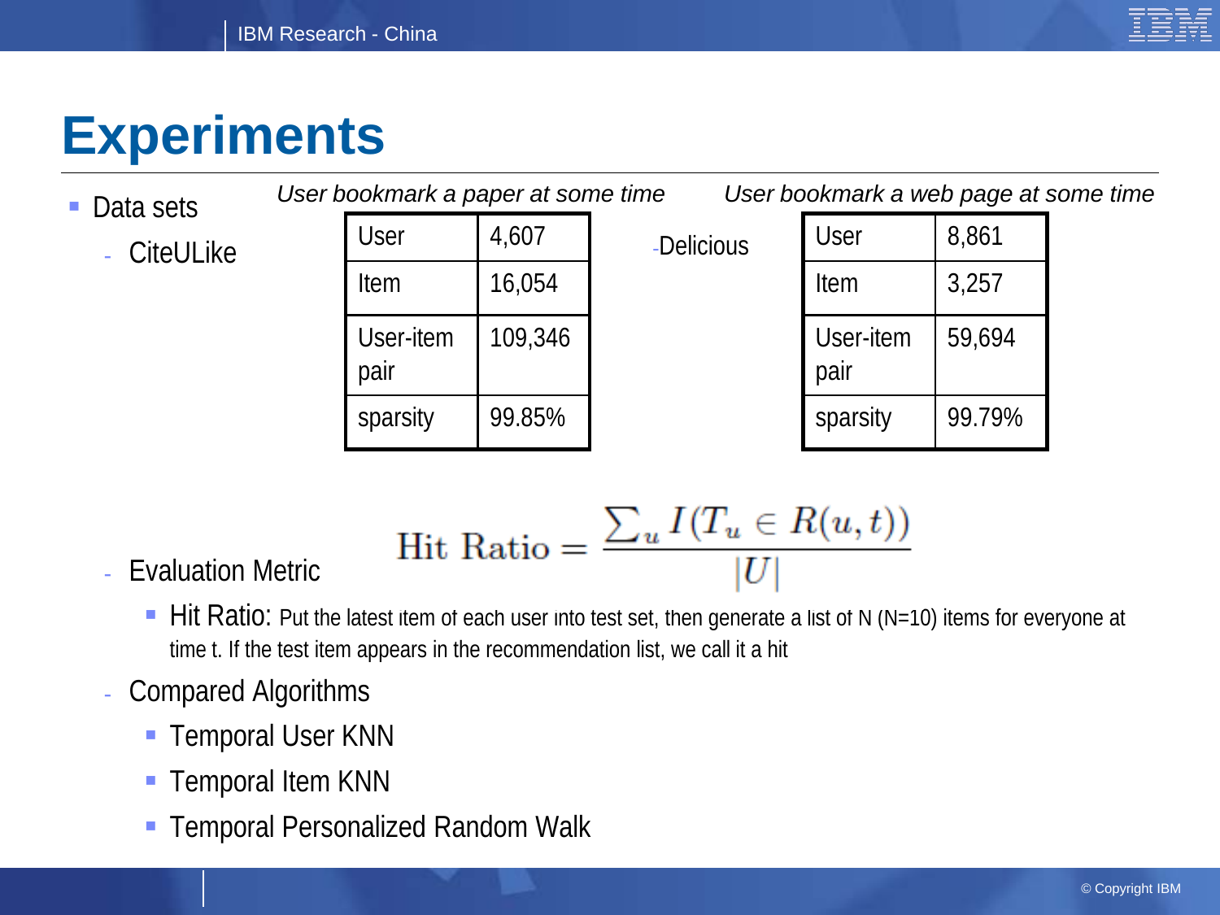# Experiments

- Data sets
  - CiteULike

*User bookmark a paper at some time*

| User | 4,607 |
|---|---|
| Item | 16,054 |
| User-item pair | 109,346 |
| sparsity | 99.85% |

  - Delicious

*User bookmark a web page at some time*

| User | 8,861 |
|---|---|
| Item | 3,257 |
| User-item pair | 59,694 |
| sparsity | 99.79% |

  - Evaluation Metric

$$\text{Hit Ratio} = \frac{\sum_u I(T_u \in R(u,t))}{|U|}$$

    - Hit Ratio: Put the latest item of each user into test set, then generate a list of N (N=10) items for everyone at time t. If the test item appears in the recommendation list, we call it a hit
  - Compared Algorithms
    - Temporal User KNN
    - Temporal Item KNN
    - Temporal Personalized Random Walk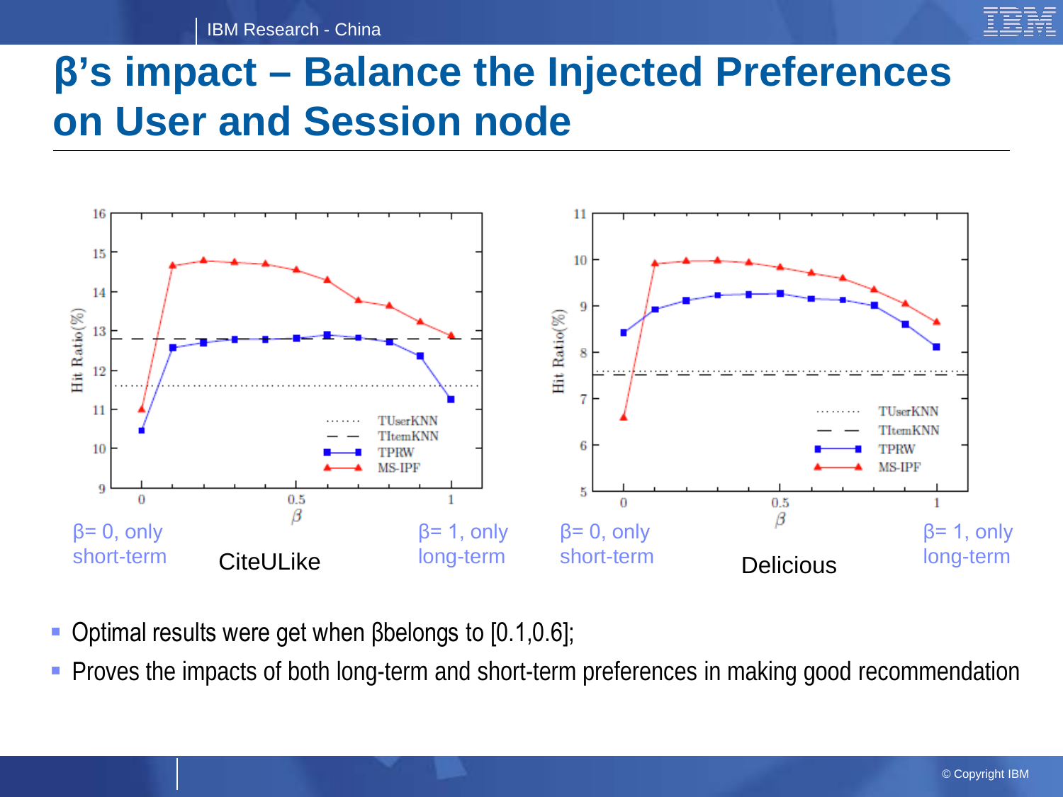# β's impact – Balance the Injected Preferences on User and Session node

β= 0, only short-term

CiteULike

β= 1, only long-term

β= 0, only short-term

Delicious

β= 1, only long-term

- Optimal results were get when βbelongs to [0.1,0.6];
- Proves the impacts of both long-term and short-term preferences in making good recommendation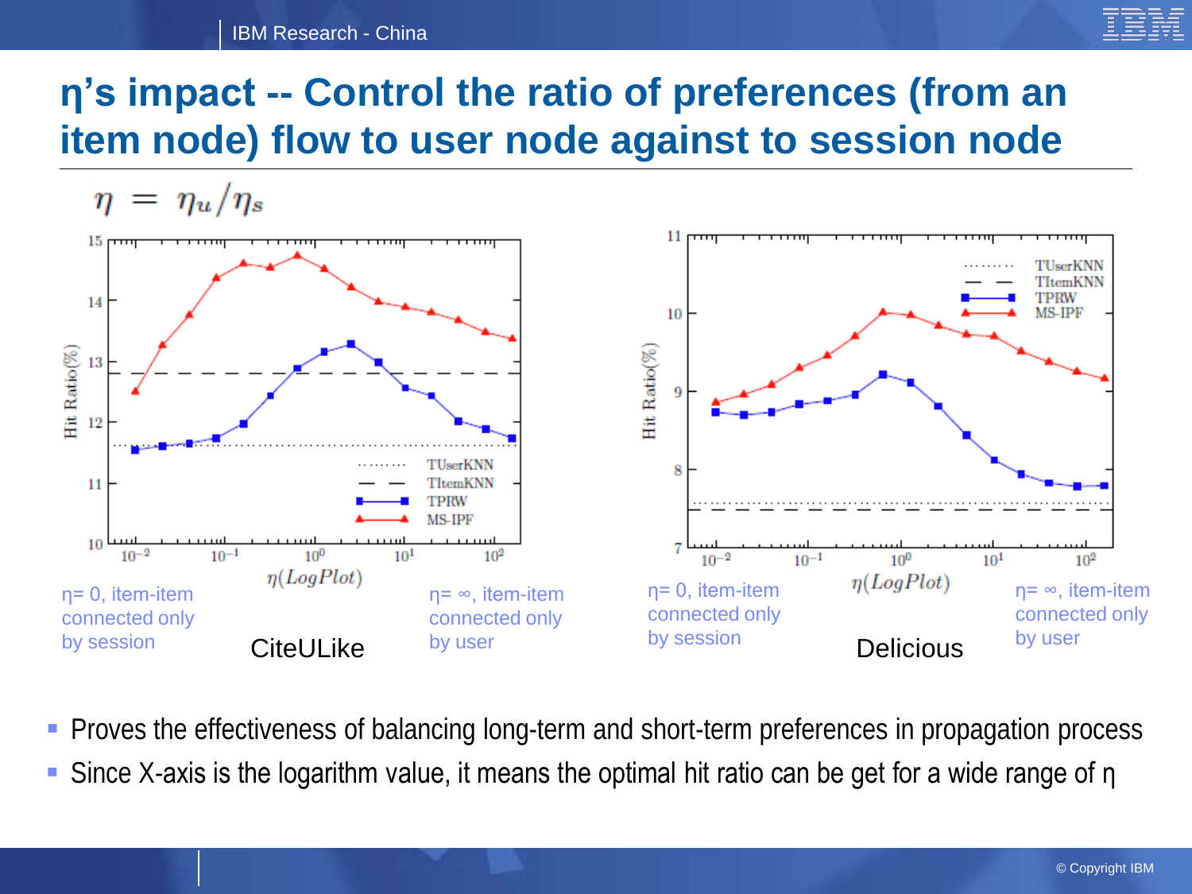# η's impact -- Control the ratio of preferences (from an item node) flow to user node against to session node

$$\eta = \eta_u / \eta_s$$

η= 0, item-item connected only by session

η= ∞, item-item connected only by user

CiteULike

η= 0, item-item connected only by session

η= ∞, item-item connected only by user

Delicious

- Proves the effectiveness of balancing long-term and short-term preferences in propagation process
- Since X-axis is the logarithm value, it means the optimal hit ratio can be get for a wide range of η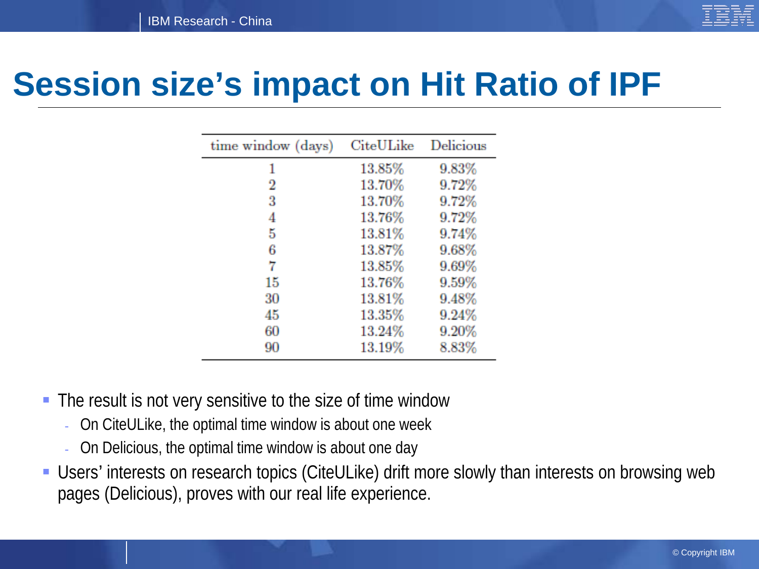# Session size's impact on Hit Ratio of IPF

| time window (days) | CiteULike | Delicious |
|---|---|---|
| 1 | 13.85% | 9.83% |
| 2 | 13.70% | 9.72% |
| 3 | 13.70% | 9.72% |
| 4 | 13.76% | 9.72% |
| 5 | 13.81% | 9.74% |
| 6 | 13.87% | 9.68% |
| 7 | 13.85% | 9.69% |
| 15 | 13.76% | 9.59% |
| 30 | 13.81% | 9.48% |
| 45 | 13.35% | 9.24% |
| 60 | 13.24% | 9.20% |
| 90 | 13.19% | 8.83% |

- The result is not very sensitive to the size of time window
  - On CiteULike, the optimal time window is about one week
  - On Delicious, the optimal time window is about one day
- Users' interests on research topics (CiteULike) drift more slowly than interests on browsing web pages (Delicious), proves with our real life experience.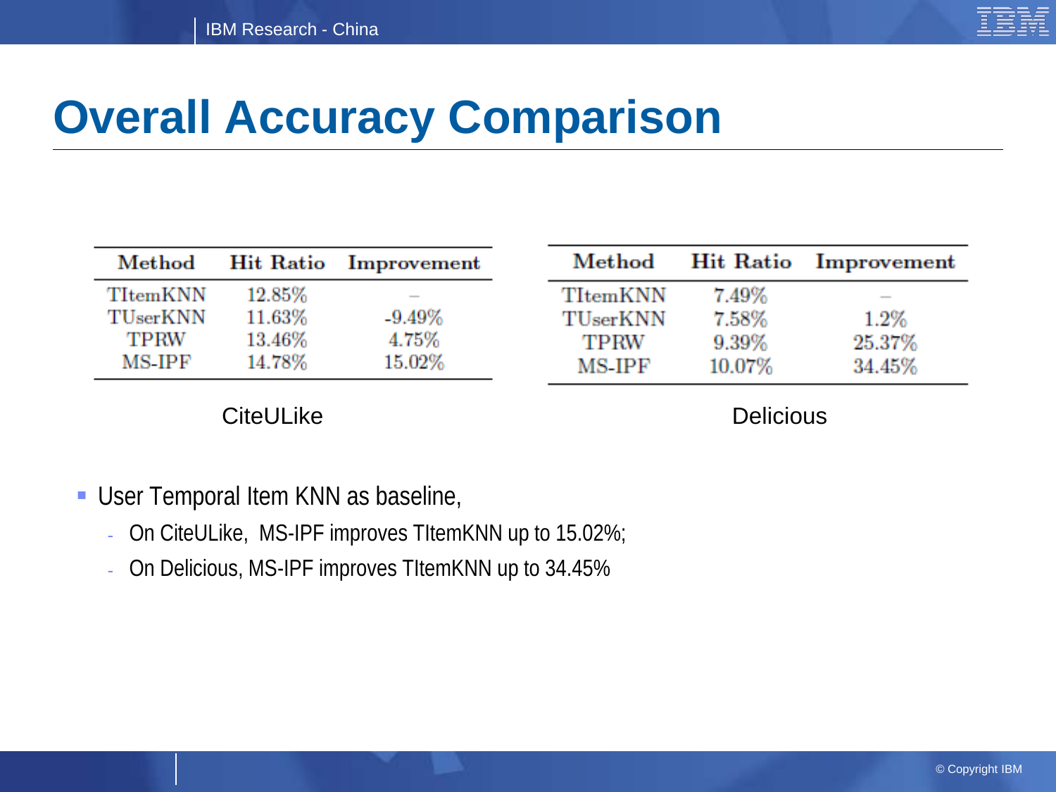# Overall Accuracy Comparison

| Method | Hit Ratio | Improvement |
|---|---|---|
| TItemKNN | 12.85% | – |
| TUserKNN | 11.63% | -9.49% |
| TPRW | 13.46% | 4.75% |
| MS-IPF | 14.78% | 15.02% |

CiteULike

| Method | Hit Ratio | Improvement |
|---|---|---|
| TItemKNN | 7.49% | – |
| TUserKNN | 7.58% | 1.2% |
| TPRW | 9.39% | 25.37% |
| MS-IPF | 10.07% | 34.45% |

Delicious

- User Temporal Item KNN as baseline,
  - On CiteULike, MS-IPF improves TItemKNN up to 15.02%;
  - On Delicious, MS-IPF improves TItemKNN up to 34.45%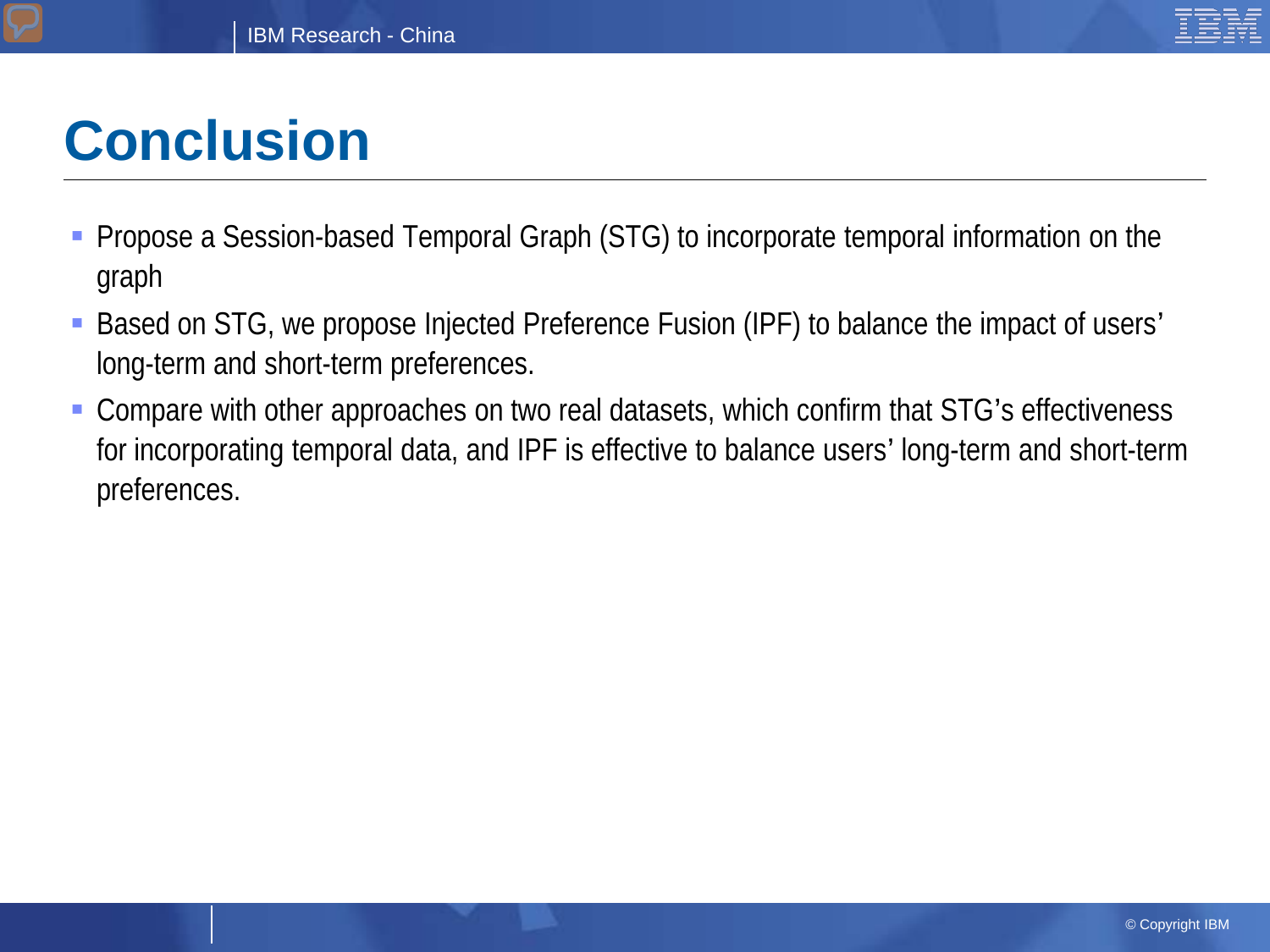# Conclusion

- Propose a Session-based Temporal Graph (STG) to incorporate temporal information on the graph
- Based on STG, we propose Injected Preference Fusion (IPF) to balance the impact of users' long-term and short-term preferences.
- Compare with other approaches on two real datasets, which confirm that STG's effectiveness for incorporating temporal data, and IPF is effective to balance users' long-term and short-term preferences.